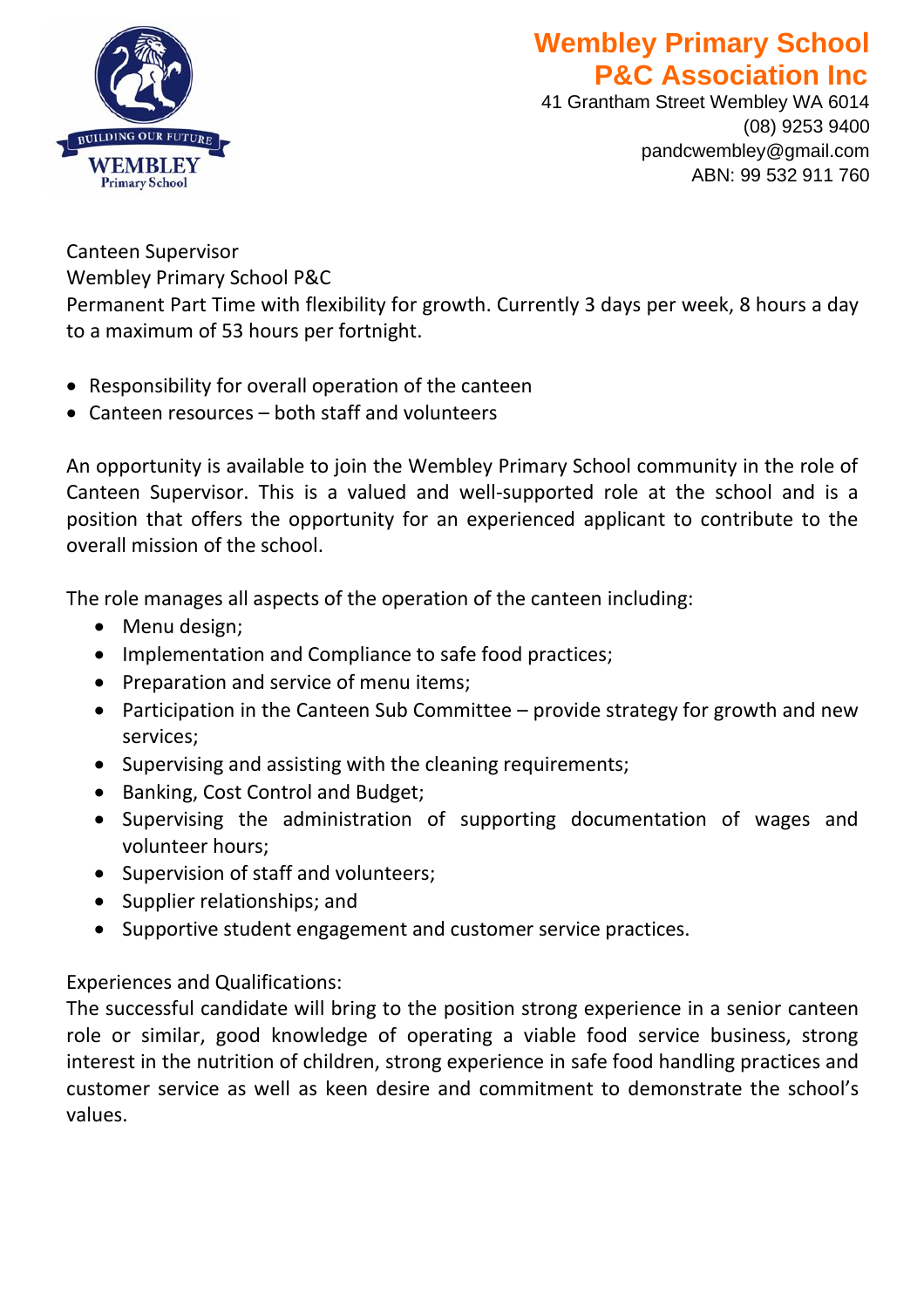# Wembley Primary School P&C Association Inc

41 Grantham Street Wembley WA 6014
(08) 9253 9400
pandcwembley@gmail.com
ABN: 99 532 911 760

Canteen Supervisor
Wembley Primary School P&C
Permanent Part Time with flexibility for growth. Currently 3 days per week, 8 hours a day to a maximum of 53 hours per fortnight.

- Responsibility for overall operation of the canteen
- Canteen resources – both staff and volunteers

An opportunity is available to join the Wembley Primary School community in the role of Canteen Supervisor. This is a valued and well-supported role at the school and is a position that offers the opportunity for an experienced applicant to contribute to the overall mission of the school.

The role manages all aspects of the operation of the canteen including:

- Menu design;
- Implementation and Compliance to safe food practices;
- Preparation and service of menu items;
- Participation in the Canteen Sub Committee – provide strategy for growth and new services;
- Supervising and assisting with the cleaning requirements;
- Banking, Cost Control and Budget;
- Supervising the administration of supporting documentation of wages and volunteer hours;
- Supervision of staff and volunteers;
- Supplier relationships; and
- Supportive student engagement and customer service practices.

Experiences and Qualifications:
The successful candidate will bring to the position strong experience in a senior canteen role or similar, good knowledge of operating a viable food service business, strong interest in the nutrition of children, strong experience in safe food handling practices and customer service as well as keen desire and commitment to demonstrate the school's values.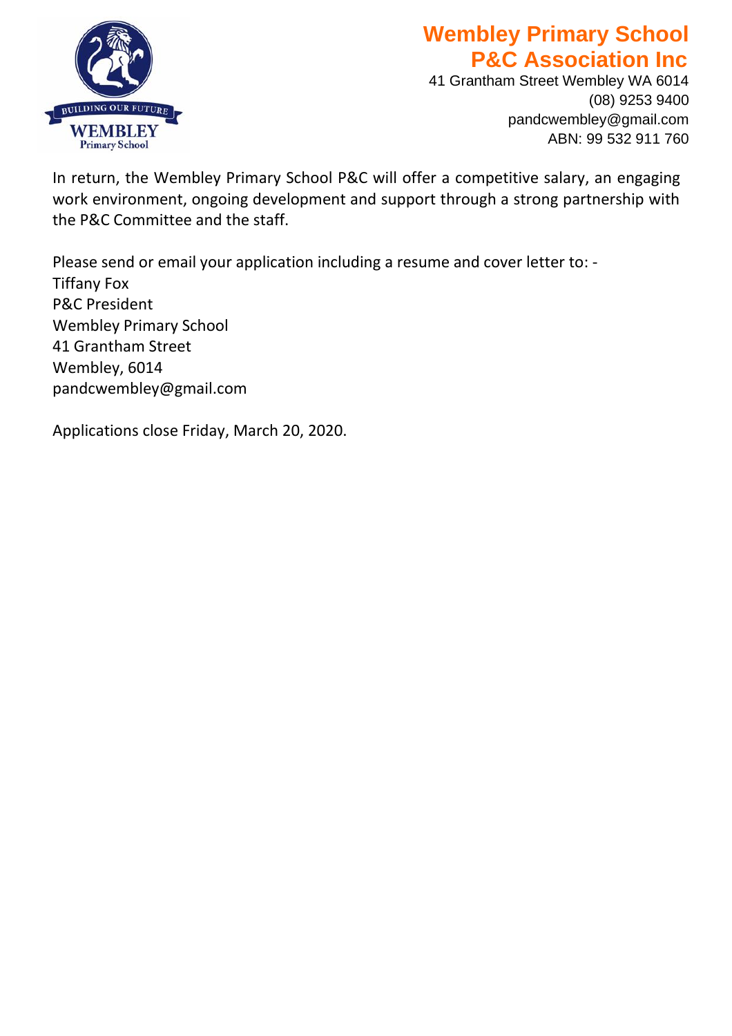**Wembley Primary School P&C Association Inc**
41 Grantham Street Wembley WA 6014
(08) 9253 9400
pandcwembley@gmail.com
ABN: 99 532 911 760

In return, the Wembley Primary School P&C will offer a competitive salary, an engaging work environment, ongoing development and support through a strong partnership with the P&C Committee and the staff.

Please send or email your application including a resume and cover letter to: -
Tiffany Fox
P&C President
Wembley Primary School
41 Grantham Street
Wembley, 6014
pandcwembley@gmail.com

Applications close Friday, March 20, 2020.